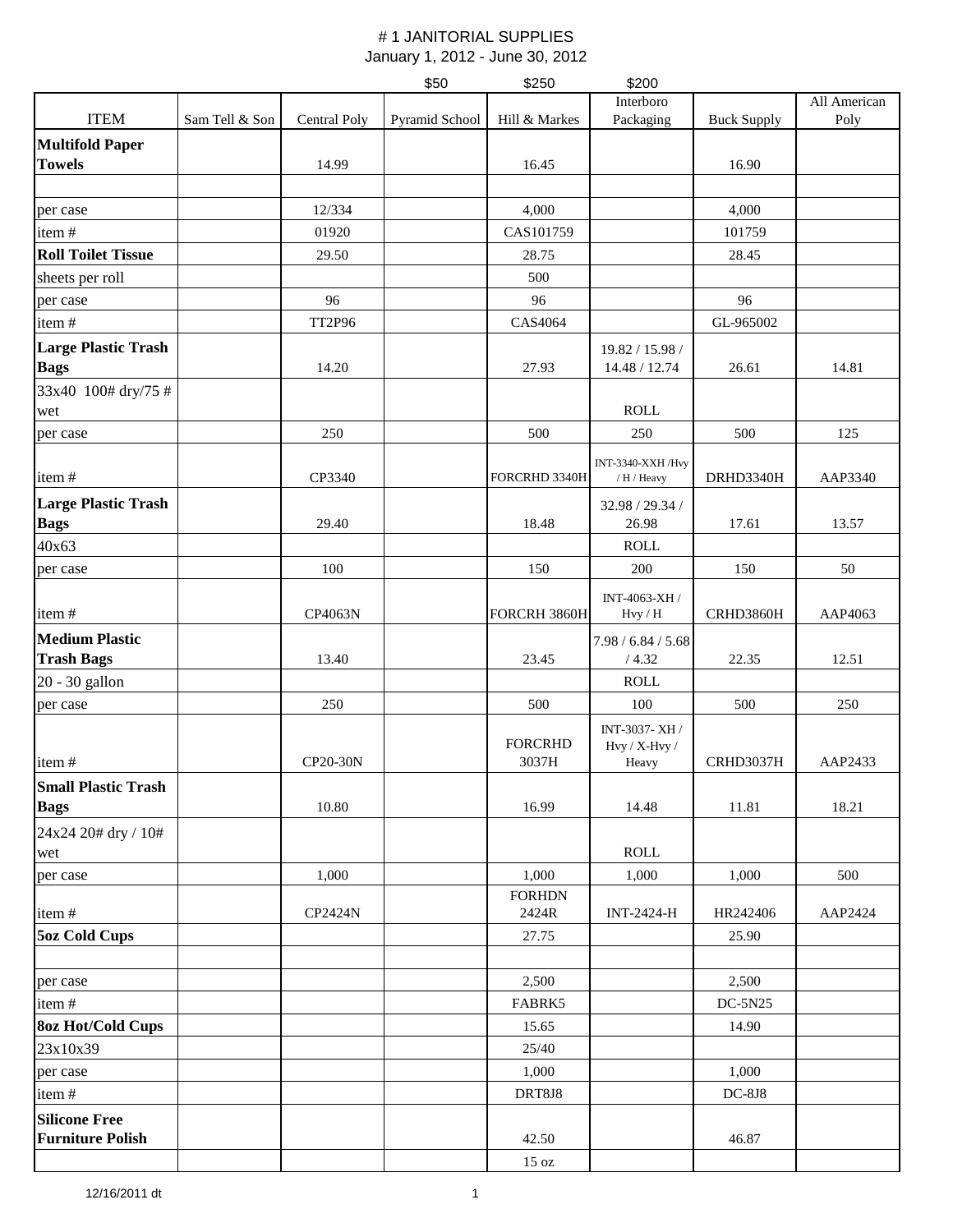# # 1 JANITORIAL SUPPLIES

January 1, 2012 - June 30, 2012

| | | | $50 | $250 | $200 | | |
|---|---|---|---|---|---|---|---|
| ITEM | Sam Tell & Son | Central Poly | Pyramid School | Hill & Markes | Interboro Packaging | Buck Supply | All American Poly |
| **Multifold Paper Towels** | | 14.99 | | 16.45 | | 16.90 | |
| | | | | | | | |
| per case | | 12/334 | | 4,000 | | 4,000 | |
| item # | | 01920 | | CAS101759 | | 101759 | |
| **Roll Toilet Tissue** | | 29.50 | | 28.75 | | 28.45 | |
| sheets per roll | | | | 500 | | | |
| per case | | 96 | | 96 | | 96 | |
| item # | | TT2P96 | | CAS4064 | | GL-965002 | |
| **Large Plastic Trash Bags** | | 14.20 | | 27.93 | 19.82 / 15.98 / 14.48 / 12.74 | 26.61 | 14.81 |
| 33x40 100# dry/75 # wet | | | | | ROLL | | |
| per case | | 250 | | 500 | 250 | 500 | 125 |
| item # | | CP3340 | | FORCRHD 3340H | INT-3340-XXH /Hvy / H / Heavy | DRHD3340H | AAP3340 |
| **Large Plastic Trash Bags** | | 29.40 | | 18.48 | 32.98 / 29.34 / 26.98 | 17.61 | 13.57 |
| 40x63 | | | | | ROLL | | |
| per case | | 100 | | 150 | 200 | 150 | 50 |
| item # | | CP4063N | | FORCRH 3860H | INT-4063-XH / Hvy / H | CRHD3860H | AAP4063 |
| **Medium Plastic Trash Bags** | | 13.40 | | 23.45 | 7.98 / 6.84 / 5.68 / 4.32 | 22.35 | 12.51 |
| 20 - 30 gallon | | | | | ROLL | | |
| per case | | 250 | | 500 | 100 | 500 | 250 |
| item # | | CP20-30N | | FORCRHD 3037H | INT-3037- XH / Hvy / X-Hvy / Heavy | CRHD3037H | AAP2433 |
| **Small Plastic Trash Bags** | | 10.80 | | 16.99 | 14.48 | 11.81 | 18.21 |
| 24x24 20# dry / 10# wet | | | | | ROLL | | |
| per case | | 1,000 | | 1,000 | 1,000 | 1,000 | 500 |
| item # | | CP2424N | | FORHDN 2424R | INT-2424-H | HR242406 | AAP2424 |
| **5oz Cold Cups** | | | | 27.75 | | 25.90 | |
| | | | | | | | |
| per case | | | | 2,500 | | 2,500 | |
| item # | | | | FABRK5 | | DC-5N25 | |
| **8oz Hot/Cold Cups** | | | | 15.65 | | 14.90 | |
| 23x10x39 | | | | 25/40 | | | |
| per case | | | | 1,000 | | 1,000 | |
| item # | | | | DRT8J8 | | DC-8J8 | |
| **Silicone Free Furniture Polish** | | | | 42.50 | | 46.87 | |
| | | | | 15 oz | | | |

12/16/2011 dt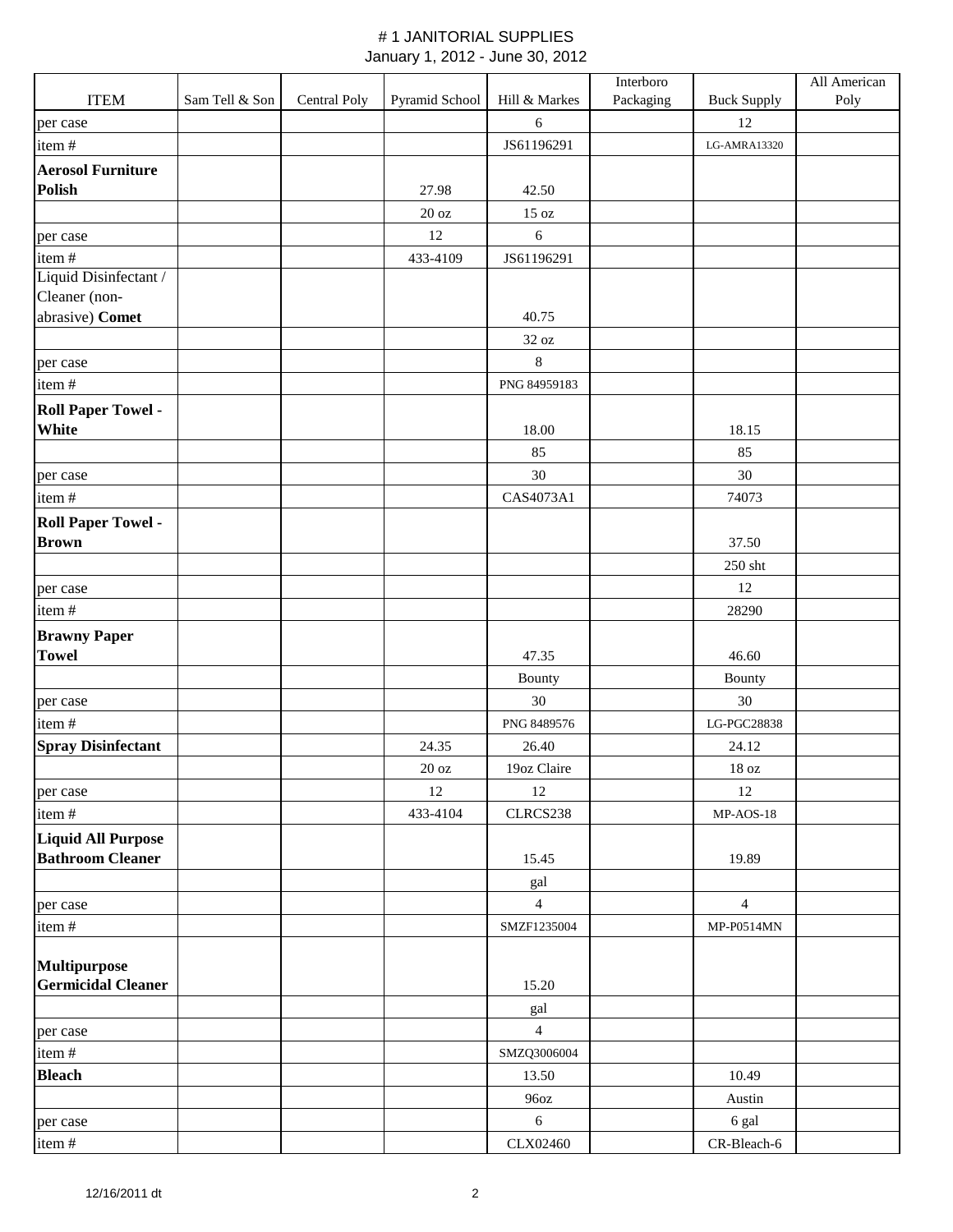# # 1 JANITORIAL SUPPLIES

January 1, 2012 - June 30, 2012

| ITEM | Sam Tell & Son | Central Poly | Pyramid School | Hill & Markes | Interboro Packaging | Buck Supply | All American Poly |
|---|---|---|---|---|---|---|---|
| per case | | | | 6 | | 12 | |
| item # | | | | JS61196291 | | LG-AMRA13320 | |
| **Aerosol Furniture Polish** | | | 27.98 | 42.50 | | | |
| | | | 20 oz | 15 oz | | | |
| per case | | | 12 | 6 | | | |
| item # | | | 433-4109 | JS61196291 | | | |
| Liquid Disinfectant / Cleaner (non-abrasive) **Comet** | | | | 40.75 | | | |
| | | | | 32 oz | | | |
| per case | | | | 8 | | | |
| item # | | | | PNG 84959183 | | | |
| **Roll Paper Towel - White** | | | | 18.00 | | 18.15 | |
| | | | | 85 | | 85 | |
| per case | | | | 30 | | 30 | |
| item # | | | | CAS4073A1 | | 74073 | |
| **Roll Paper Towel - Brown** | | | | | | 37.50 | |
| | | | | | | 250 sht | |
| per case | | | | | | 12 | |
| item # | | | | | | 28290 | |
| **Brawny Paper Towel** | | | | 47.35 | | 46.60 | |
| | | | | Bounty | | Bounty | |
| per case | | | | 30 | | 30 | |
| item # | | | | PNG 8489576 | | LG-PGC28838 | |
| **Spray Disinfectant** | | | 24.35 | 26.40 | | 24.12 | |
| | | | 20 oz | 19oz Claire | | 18 oz | |
| per case | | | 12 | 12 | | 12 | |
| item # | | | 433-4104 | CLRCS238 | | MP-AOS-18 | |
| **Liquid All Purpose Bathroom Cleaner** | | | | 15.45 | | 19.89 | |
| | | | | gal | | | |
| per case | | | | 4 | | 4 | |
| item # | | | | SMZF1235004 | | MP-P0514MN | |
| **Multipurpose Germicidal Cleaner** | | | | 15.20 | | | |
| | | | | gal | | | |
| per case | | | | 4 | | | |
| item # | | | | SMZQ3006004 | | | |
| **Bleach** | | | | 13.50 | | 10.49 | |
| | | | | 96oz | | Austin | |
| per case | | | | 6 | | 6 gal | |
| item # | | | | CLX02460 | | CR-Bleach-6 | |

12/16/2011 dt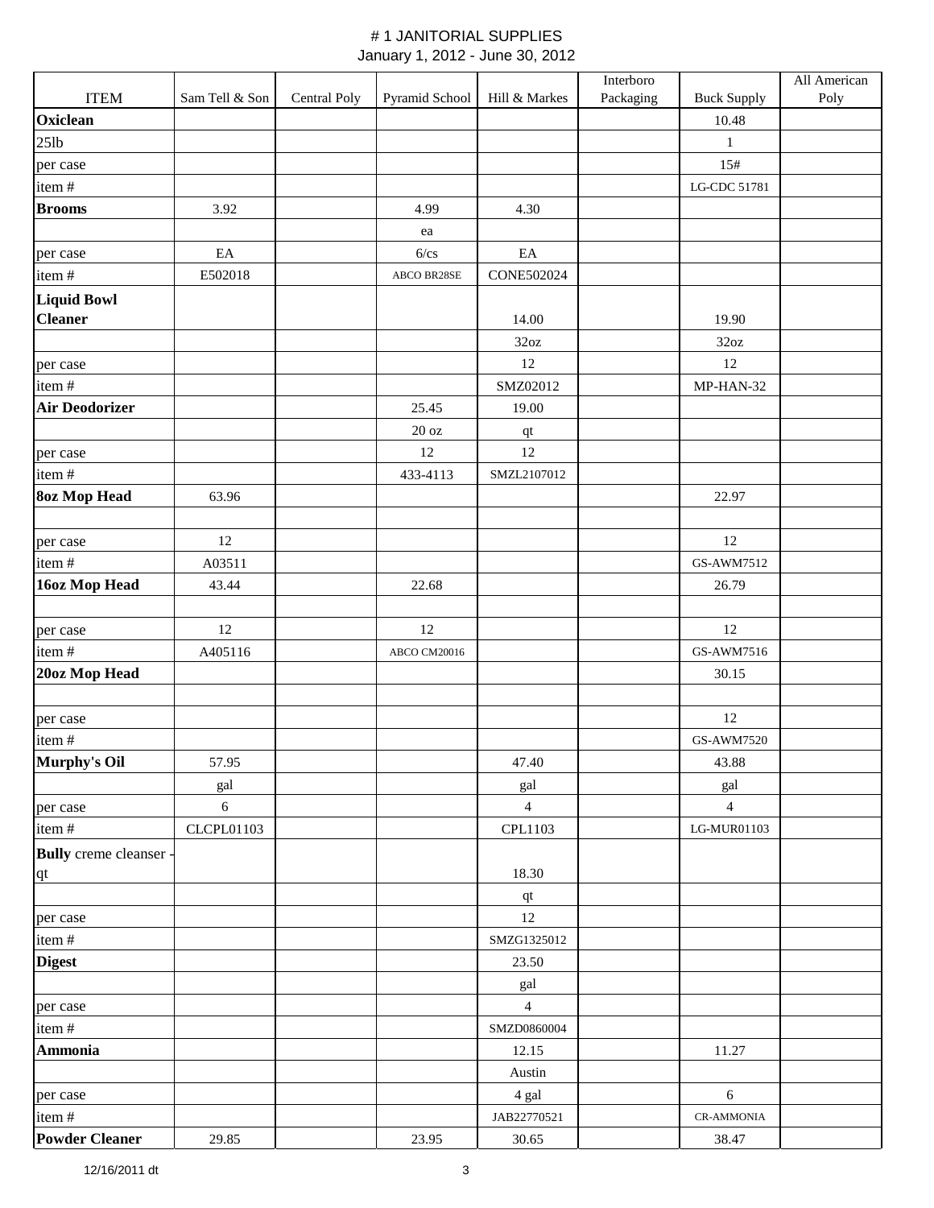# # 1 JANITORIAL SUPPLIES

January 1, 2012 - June 30, 2012

| ITEM | Sam Tell & Son | Central Poly | Pyramid School | Hill & Markes | Interboro Packaging | Buck Supply | All American Poly |
|---|---|---|---|---|---|---|---|
| **Oxiclean** | | | | | | 10.48 | |
| 25lb | | | | | | 1 | |
| per case | | | | | | 15# | |
| item # | | | | | | LG-CDC 51781 | |
| **Brooms** | 3.92 | | 4.99 | 4.30 | | | |
| | | | ea | | | | |
| per case | EA | | 6/cs | EA | | | |
| item # | E502018 | | ABCO BR28SE | CONE502024 | | | |
| **Liquid Bowl Cleaner** | | | | 14.00 | | 19.90 | |
| | | | | 32oz | | 32oz | |
| per case | | | | 12 | | 12 | |
| item # | | | | SMZ02012 | | MP-HAN-32 | |
| **Air Deodorizer** | | | 25.45 | 19.00 | | | |
| | | | 20 oz | qt | | | |
| per case | | | 12 | 12 | | | |
| item # | | | 433-4113 | SMZL2107012 | | | |
| **8oz Mop Head** | 63.96 | | | | | 22.97 | |
| | | | | | | | |
| per case | 12 | | | | | 12 | |
| item # | A03511 | | | | | GS-AWM7512 | |
| **16oz Mop Head** | 43.44 | | 22.68 | | | 26.79 | |
| | | | | | | | |
| per case | 12 | | 12 | | | 12 | |
| item # | A405116 | | ABCO CM20016 | | | GS-AWM7516 | |
| **20oz Mop Head** | | | | | | 30.15 | |
| | | | | | | | |
| per case | | | | | | 12 | |
| item # | | | | | | GS-AWM7520 | |
| **Murphy's Oil** | 57.95 | | | 47.40 | | 43.88 | |
| | gal | | | gal | | gal | |
| per case | 6 | | | 4 | | 4 | |
| item # | CLCPL01103 | | | CPL1103 | | LG-MUR01103 | |
| **Bully** creme cleanser - qt | | | | 18.30 | | | |
| | | | | qt | | | |
| per case | | | | 12 | | | |
| item # | | | | SMZG1325012 | | | |
| **Digest** | | | | 23.50 | | | |
| | | | | gal | | | |
| per case | | | | 4 | | | |
| item # | | | | SMZD0860004 | | | |
| **Ammonia** | | | | 12.15 | | 11.27 | |
| | | | | Austin | | | |
| per case | | | | 4 gal | | 6 | |
| item # | | | | JAB22770521 | | CR-AMMONIA | |
| **Powder Cleaner** | 29.85 | | 23.95 | 30.65 | | 38.47 | |

12/16/2011 dt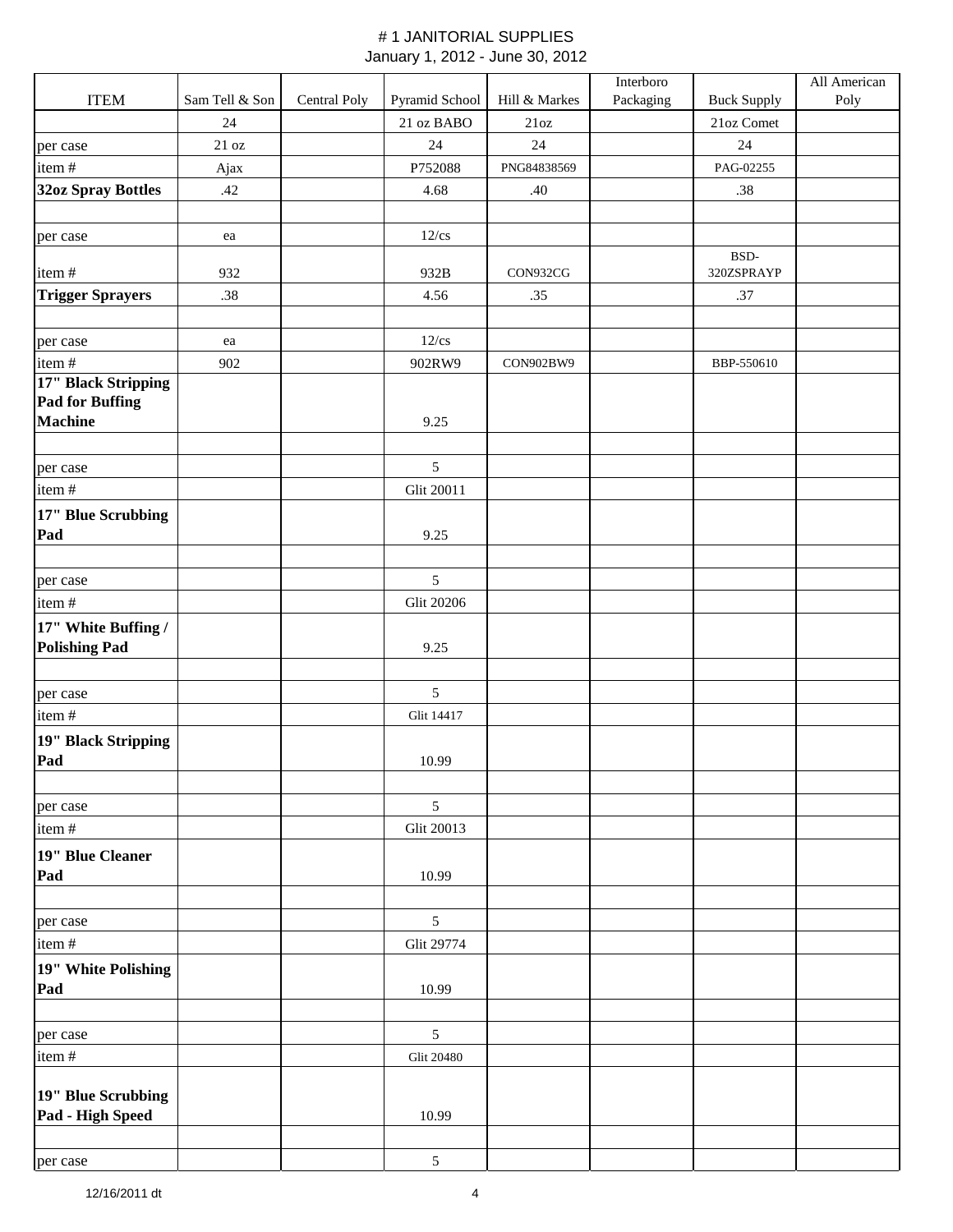# # 1 JANITORIAL SUPPLIES

January 1, 2012 - June 30, 2012

| ITEM | Sam Tell & Son | Central Poly | Pyramid School | Hill & Markes | Interboro Packaging | Buck Supply | All American Poly |
|---|---|---|---|---|---|---|---|
| | 24 | | 21 oz BABO | 21oz | | 21oz Comet | |
| per case | 21 oz | | 24 | 24 | | 24 | |
| item # | Ajax | | P752088 | PNG84838569 | | PAG-02255 | |
| **32oz Spray Bottles** | .42 | | 4.68 | .40 | | .38 | |
| | | | | | | | |
| per case | ea | | 12/cs | | | | |
| item # | 932 | | 932B | CON932CG | | BSD-320ZSPRAYP | |
| **Trigger Sprayers** | .38 | | 4.56 | .35 | | .37 | |
| | | | | | | | |
| per case | ea | | 12/cs | | | | |
| item # | 902 | | 902RW9 | CON902BW9 | | BBP-550610 | |
| **17" Black Stripping Pad for Buffing Machine** | | | 9.25 | | | | |
| | | | | | | | |
| per case | | | 5 | | | | |
| item # | | | Glit 20011 | | | | |
| **17" Blue Scrubbing Pad** | | | 9.25 | | | | |
| | | | | | | | |
| per case | | | 5 | | | | |
| item # | | | Glit 20206 | | | | |
| **17" White Buffing / Polishing Pad** | | | 9.25 | | | | |
| | | | | | | | |
| per case | | | 5 | | | | |
| item # | | | Glit 14417 | | | | |
| **19" Black Stripping Pad** | | | 10.99 | | | | |
| | | | | | | | |
| per case | | | 5 | | | | |
| item # | | | Glit 20013 | | | | |
| **19" Blue Cleaner Pad** | | | 10.99 | | | | |
| | | | | | | | |
| per case | | | 5 | | | | |
| item # | | | Glit 29774 | | | | |
| **19" White Polishing Pad** | | | 10.99 | | | | |
| | | | | | | | |
| per case | | | 5 | | | | |
| item # | | | Glit 20480 | | | | |
| **19" Blue Scrubbing Pad - High Speed** | | | 10.99 | | | | |
| | | | | | | | |
| per case | | | 5 | | | | |

12/16/2011 dt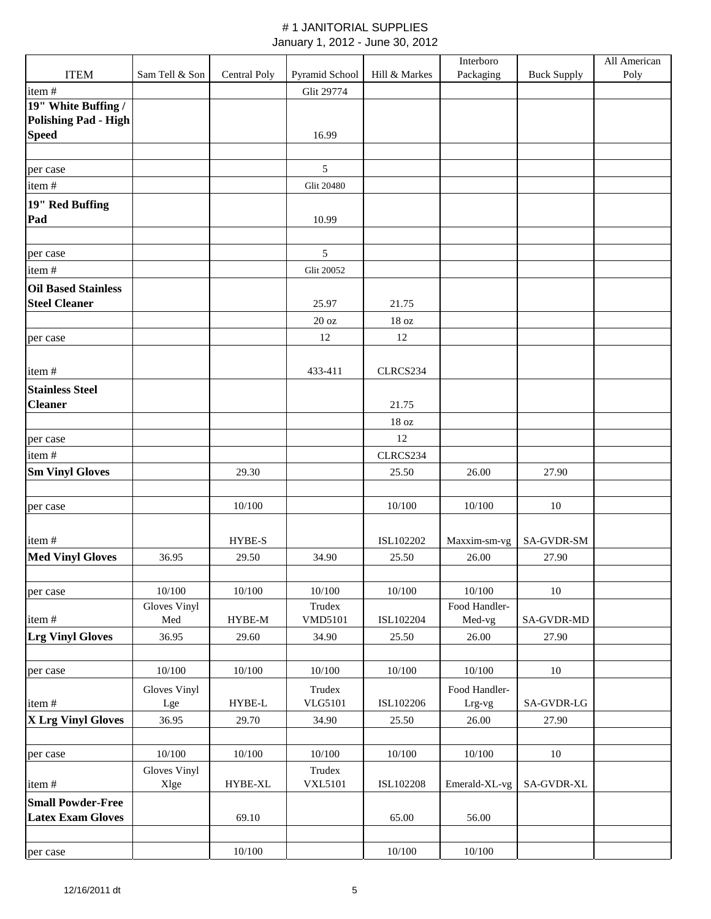# # 1 JANITORIAL SUPPLIES

January 1, 2012 - June 30, 2012

| ITEM | Sam Tell & Son | Central Poly | Pyramid School | Hill & Markes | Interboro Packaging | Buck Supply | All American Poly |
|---|---|---|---|---|---|---|---|
| item # | | | Glit 29774 | | | | |
| **19" White Buffing / Polishing Pad - High Speed** | | | 16.99 | | | | |
| | | | | | | | |
| per case | | | 5 | | | | |
| item # | | | Glit 20480 | | | | |
| **19" Red Buffing Pad** | | | 10.99 | | | | |
| | | | | | | | |
| per case | | | 5 | | | | |
| item # | | | Glit 20052 | | | | |
| **Oil Based Stainless Steel Cleaner** | | | 25.97 | 21.75 | | | |
| | | | 20 oz | 18 oz | | | |
| per case | | | 12 | 12 | | | |
| item # | | | 433-411 | CLRCS234 | | | |
| **Stainless Steel Cleaner** | | | | 21.75 | | | |
| | | | | 18 oz | | | |
| per case | | | | 12 | | | |
| item # | | | | CLRCS234 | | | |
| **Sm Vinyl Gloves** | | 29.30 | | 25.50 | 26.00 | 27.90 | |
| | | | | | | | |
| per case | | 10/100 | | 10/100 | 10/100 | 10 | |
| item # | | HYBE-S | | ISL102202 | Maxxim-sm-vg | SA-GVDR-SM | |
| **Med Vinyl Gloves** | 36.95 | 29.50 | 34.90 | 25.50 | 26.00 | 27.90 | |
| | | | | | | | |
| per case | 10/100 | 10/100 | 10/100 | 10/100 | 10/100 | 10 | |
| item # | Gloves Vinyl Med | HYBE-M | Trudex VMD5101 | ISL102204 | Food Handler-Med-vg | SA-GVDR-MD | |
| **Lrg Vinyl Gloves** | 36.95 | 29.60 | 34.90 | 25.50 | 26.00 | 27.90 | |
| | | | | | | | |
| per case | 10/100 | 10/100 | 10/100 | 10/100 | 10/100 | 10 | |
| item # | Gloves Vinyl Lge | HYBE-L | Trudex VLG5101 | ISL102206 | Food Handler-Lrg-vg | SA-GVDR-LG | |
| **X Lrg Vinyl Gloves** | 36.95 | 29.70 | 34.90 | 25.50 | 26.00 | 27.90 | |
| | | | | | | | |
| per case | 10/100 | 10/100 | 10/100 | 10/100 | 10/100 | 10 | |
| item # | Gloves Vinyl Xlge | HYBE-XL | Trudex VXL5101 | ISL102208 | Emerald-XL-vg | SA-GVDR-XL | |
| **Small Powder-Free Latex Exam Gloves** | | 69.10 | | 65.00 | 56.00 | | |
| | | | | | | | |
| per case | | 10/100 | | 10/100 | 10/100 | | |

12/16/2011 dt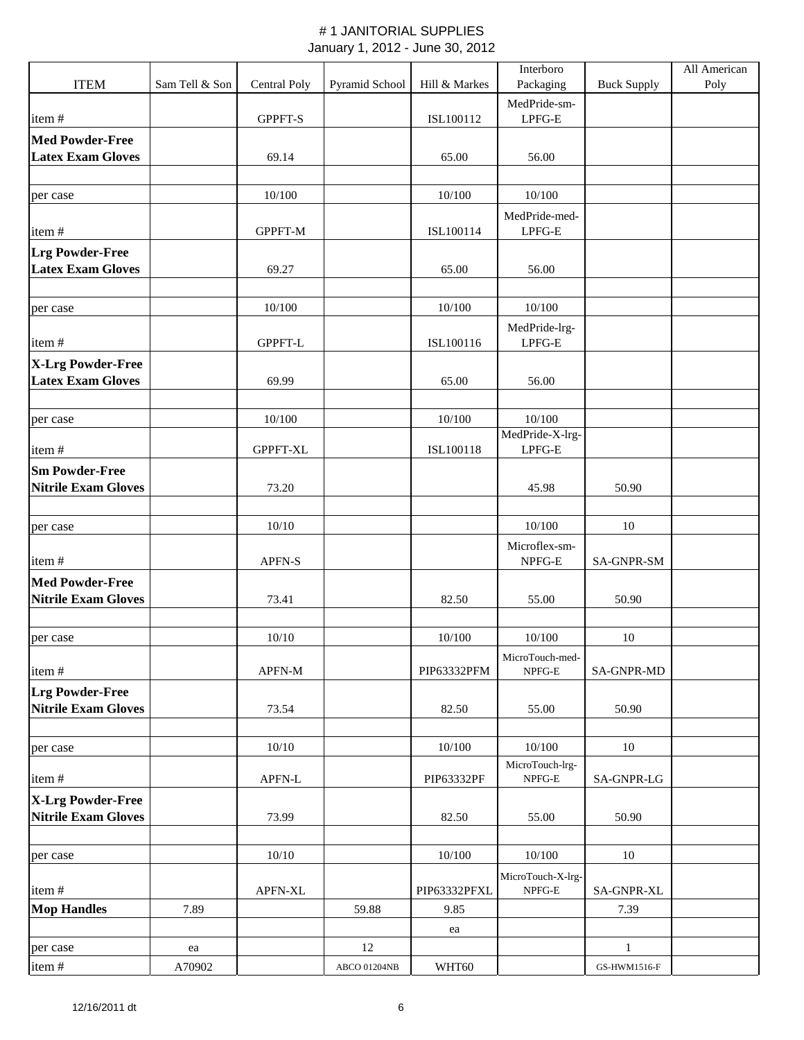# # 1 JANITORIAL SUPPLIES

January 1, 2012 - June 30, 2012

| ITEM | Sam Tell & Son | Central Poly | Pyramid School | Hill & Markes | Interboro Packaging | Buck Supply | All American Poly |
|---|---|---|---|---|---|---|---|
| item # | | GPPFT-S | | ISL100112 | MedPride-sm-LPFG-E | | |
| **Med Powder-Free Latex Exam Gloves** | | 69.14 | | 65.00 | 56.00 | | |
| | | | | | | | |
| per case | | 10/100 | | 10/100 | 10/100 | | |
| item # | | GPPFT-M | | ISL100114 | MedPride-med-LPFG-E | | |
| **Lrg Powder-Free Latex Exam Gloves** | | 69.27 | | 65.00 | 56.00 | | |
| | | | | | | | |
| per case | | 10/100 | | 10/100 | 10/100 | | |
| item # | | GPPFT-L | | ISL100116 | MedPride-lrg-LPFG-E | | |
| **X-Lrg Powder-Free Latex Exam Gloves** | | 69.99 | | 65.00 | 56.00 | | |
| | | | | | | | |
| per case | | 10/100 | | 10/100 | 10/100 | | |
| item # | | GPPFT-XL | | ISL100118 | MedPride-X-lrg-LPFG-E | | |
| **Sm Powder-Free Nitrile Exam Gloves** | | 73.20 | | | 45.98 | 50.90 | |
| | | | | | | | |
| per case | | 10/10 | | | 10/100 | 10 | |
| item # | | APFN-S | | | Microflex-sm-NPFG-E | SA-GNPR-SM | |
| **Med Powder-Free Nitrile Exam Gloves** | | 73.41 | | 82.50 | 55.00 | 50.90 | |
| | | | | | | | |
| per case | | 10/10 | | 10/100 | 10/100 | 10 | |
| item # | | APFN-M | | PIP63332PFM | MicroTouch-med-NPFG-E | SA-GNPR-MD | |
| **Lrg Powder-Free Nitrile Exam Gloves** | | 73.54 | | 82.50 | 55.00 | 50.90 | |
| | | | | | | | |
| per case | | 10/10 | | 10/100 | 10/100 | 10 | |
| item # | | APFN-L | | PIP63332PF | MicroTouch-lrg-NPFG-E | SA-GNPR-LG | |
| **X-Lrg Powder-Free Nitrile Exam Gloves** | | 73.99 | | 82.50 | 55.00 | 50.90 | |
| | | | | | | | |
| per case | | 10/10 | | 10/100 | 10/100 | 10 | |
| item # | | APFN-XL | | PIP63332PFXL | MicroTouch-X-lrg-NPFG-E | SA-GNPR-XL | |
| **Mop Handles** | 7.89 | | 59.88 | 9.85 | | 7.39 | |
| | | | | ea | | | |
| per case | ea | | 12 | | | 1 | |
| item # | A70902 | | ABCO 01204NB | WHT60 | | GS-HWM1516-F | |

12/16/2011 dt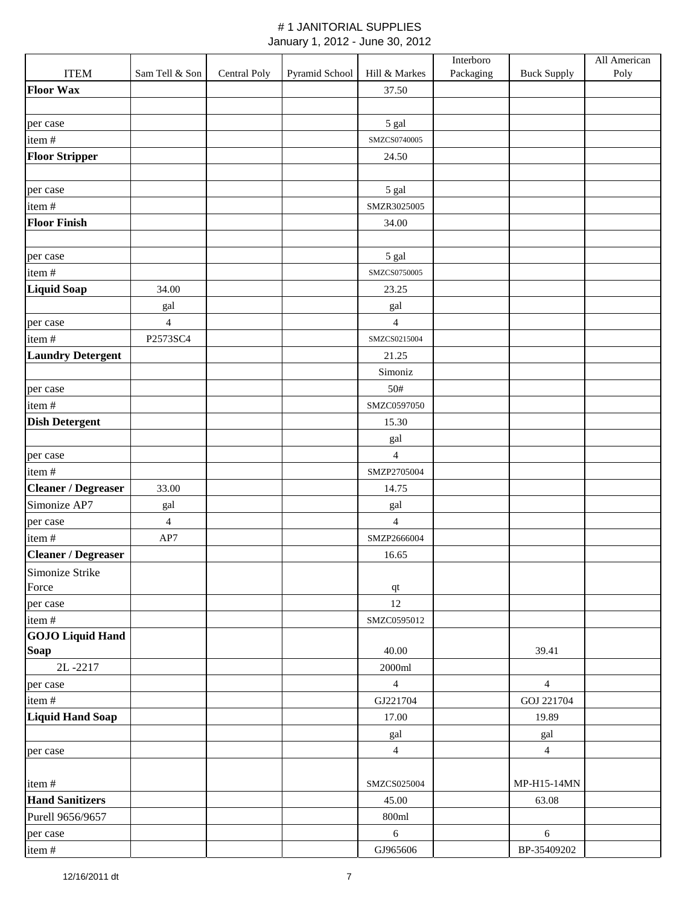# # 1 JANITORIAL SUPPLIES

January 1, 2012 - June 30, 2012

| ITEM | Sam Tell & Son | Central Poly | Pyramid School | Hill & Markes | Interboro Packaging | Buck Supply | All American Poly |
|---|---|---|---|---|---|---|---|
| **Floor Wax** | | | | 37.50 | | | |
| | | | | | | | |
| per case | | | | 5 gal | | | |
| item # | | | | SMZCS0740005 | | | |
| **Floor Stripper** | | | | 24.50 | | | |
| | | | | | | | |
| per case | | | | 5 gal | | | |
| item # | | | | SMZR3025005 | | | |
| **Floor Finish** | | | | 34.00 | | | |
| | | | | | | | |
| per case | | | | 5 gal | | | |
| item # | | | | SMZCS0750005 | | | |
| **Liquid Soap** | 34.00 | | | 23.25 | | | |
| | gal | | | gal | | | |
| per case | 4 | | | 4 | | | |
| item # | P2573SC4 | | | SMZCS0215004 | | | |
| **Laundry Detergent** | | | | 21.25 | | | |
| | | | | Simoniz | | | |
| per case | | | | 50# | | | |
| item # | | | | SMZC0597050 | | | |
| **Dish Detergent** | | | | 15.30 | | | |
| | | | | gal | | | |
| per case | | | | 4 | | | |
| item # | | | | SMZP2705004 | | | |
| **Cleaner / Degreaser** | 33.00 | | | 14.75 | | | |
| Simonize AP7 | gal | | | gal | | | |
| per case | 4 | | | 4 | | | |
| item # | AP7 | | | SMZP2666004 | | | |
| **Cleaner / Degreaser** | | | | 16.65 | | | |
| Simonize Strike Force | | | | qt | | | |
| per case | | | | 12 | | | |
| item # | | | | SMZC0595012 | | | |
| **GOJO Liquid Hand Soap** | | | | 40.00 | | 39.41 | |
| 2L -2217 | | | | 2000ml | | | |
| per case | | | | 4 | | 4 | |
| item # | | | | GJ221704 | | GOJ 221704 | |
| **Liquid Hand Soap** | | | | 17.00 | | 19.89 | |
| | | | | gal | | gal | |
| per case | | | | 4 | | 4 | |
| item # | | | | SMZCS025004 | | MP-H15-14MN | |
| **Hand Sanitizers** | | | | 45.00 | | 63.08 | |
| Purell 9656/9657 | | | | 800ml | | | |
| per case | | | | 6 | | 6 | |
| item # | | | | GJ965606 | | BP-35409202 | |

12/16/2011 dt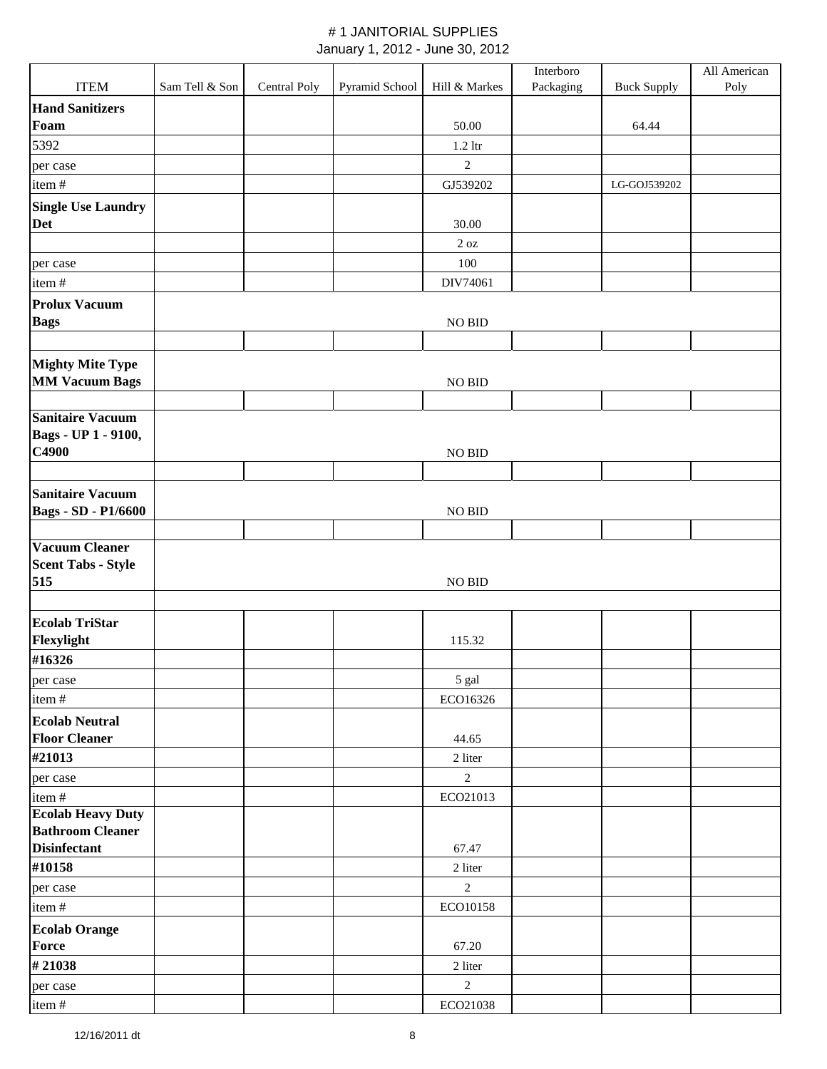#  1 JANITORIAL SUPPLIES

January 1, 2012 - June 30, 2012

| ITEM | Sam Tell & Son | Central Poly | Pyramid School | Hill & Markes | Interboro Packaging | Buck Supply | All American Poly |
|---|---|---|---|---|---|---|---|
| **Hand Sanitizers Foam** | | | | 50.00 | | 64.44 | |
| 5392 | | | | 1.2 ltr | | | |
| per case | | | | 2 | | | |
| item # | | | | GJ539202 | | LG-GOJ539202 | |
| **Single Use Laundry Det** | | | | 30.00 | | | |
| | | | | 2 oz | | | |
| per case | | | | 100 | | | |
| item # | | | | DIV74061 | | | |
| **Prolux Vacuum Bags** | | | | NO BID | | | |
| | | | | | | | |
| **Mighty Mite Type MM Vacuum Bags** | | | | NO BID | | | |
| | | | | | | | |
| **Sanitaire Vacuum Bags - UP 1 - 9100, C4900** | | | | NO BID | | | |
| | | | | | | | |
| **Sanitaire Vacuum Bags - SD - P1/6600** | | | | NO BID | | | |
| | | | | | | | |
| **Vacuum Cleaner Scent Tabs - Style 515** | | | | NO BID | | | |
| | | | | | | | |
| **Ecolab TriStar Flexylight** | | | | 115.32 | | | |
| **#16326** | | | | | | | |
| per case | | | | 5 gal | | | |
| item # | | | | ECO16326 | | | |
| **Ecolab Neutral Floor Cleaner** | | | | 44.65 | | | |
| **#21013** | | | | 2 liter | | | |
| per case | | | | 2 | | | |
| item # | | | | ECO21013 | | | |
| **Ecolab Heavy Duty Bathroom Cleaner Disinfectant** | | | | 67.47 | | | |
| **#10158** | | | | 2 liter | | | |
| per case | | | | 2 | | | |
| item # | | | | ECO10158 | | | |
| **Ecolab Orange Force** | | | | 67.20 | | | |
| **# 21038** | | | | 2 liter | | | |
| per case | | | | 2 | | | |
| item # | | | | ECO21038 | | | |

12/16/2011 dt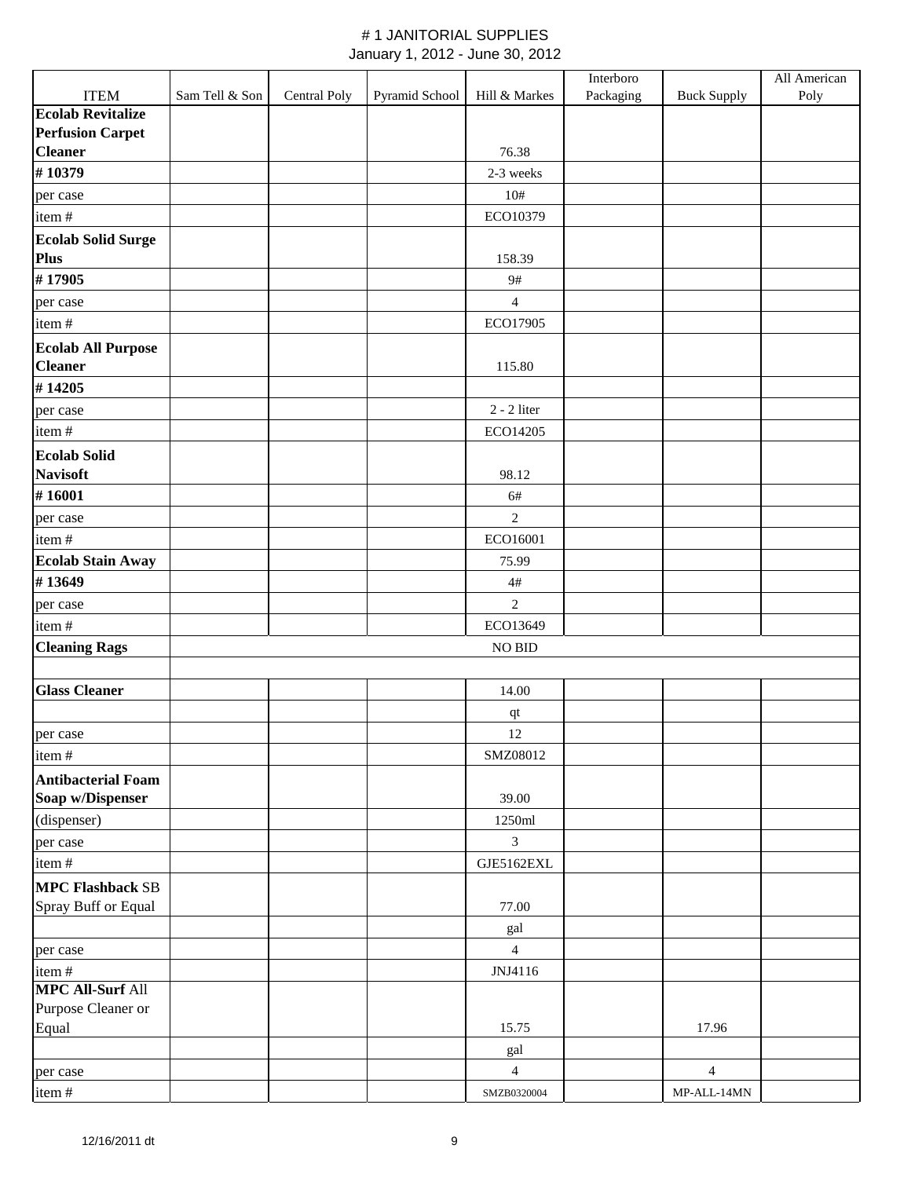# # 1 JANITORIAL SUPPLIES

January 1, 2012 - June 30, 2012

| ITEM | Sam Tell & Son | Central Poly | Pyramid School | Hill & Markes | Interboro Packaging | Buck Supply | All American Poly |
|---|---|---|---|---|---|---|---|
| **Ecolab Revitalize Perfusion Carpet Cleaner** | | | | 76.38 | | | |
| **# 10379** | | | | 2-3 weeks | | | |
| per case | | | | 10# | | | |
| item # | | | | ECO10379 | | | |
| **Ecolab Solid Surge Plus** | | | | 158.39 | | | |
| **# 17905** | | | | 9# | | | |
| per case | | | | 4 | | | |
| item # | | | | ECO17905 | | | |
| **Ecolab All Purpose Cleaner** | | | | 115.80 | | | |
| **# 14205** | | | | | | | |
| per case | | | | 2 - 2 liter | | | |
| item # | | | | ECO14205 | | | |
| **Ecolab Solid Navisoft** | | | | 98.12 | | | |
| **# 16001** | | | | 6# | | | |
| per case | | | | 2 | | | |
| item # | | | | ECO16001 | | | |
| **Ecolab Stain Away** | | | | 75.99 | | | |
| **# 13649** | | | | 4# | | | |
| per case | | | | 2 | | | |
| item # | | | | ECO13649 | | | |
| **Cleaning Rags** | | | | NO BID | | | |
| | | | | | | | |
| **Glass Cleaner** | | | | 14.00 | | | |
| | | | | qt | | | |
| per case | | | | 12 | | | |
| item # | | | | SMZ08012 | | | |
| **Antibacterial Foam Soap w/Dispenser** | | | | 39.00 | | | |
| (dispenser) | | | | 1250ml | | | |
| per case | | | | 3 | | | |
| item # | | | | GJE5162EXL | | | |
| **MPC Flashback** SB Spray Buff or Equal | | | | 77.00 | | | |
| | | | | gal | | | |
| per case | | | | 4 | | | |
| item # | | | | JNJ4116 | | | |
| **MPC All-Surf** All Purpose Cleaner or Equal | | | | 15.75 | | 17.96 | |
| | | | | gal | | | |
| per case | | | | 4 | | 4 | |
| item # | | | | SMZB0320004 | | MP-ALL-14MN | |

12/16/2011 dt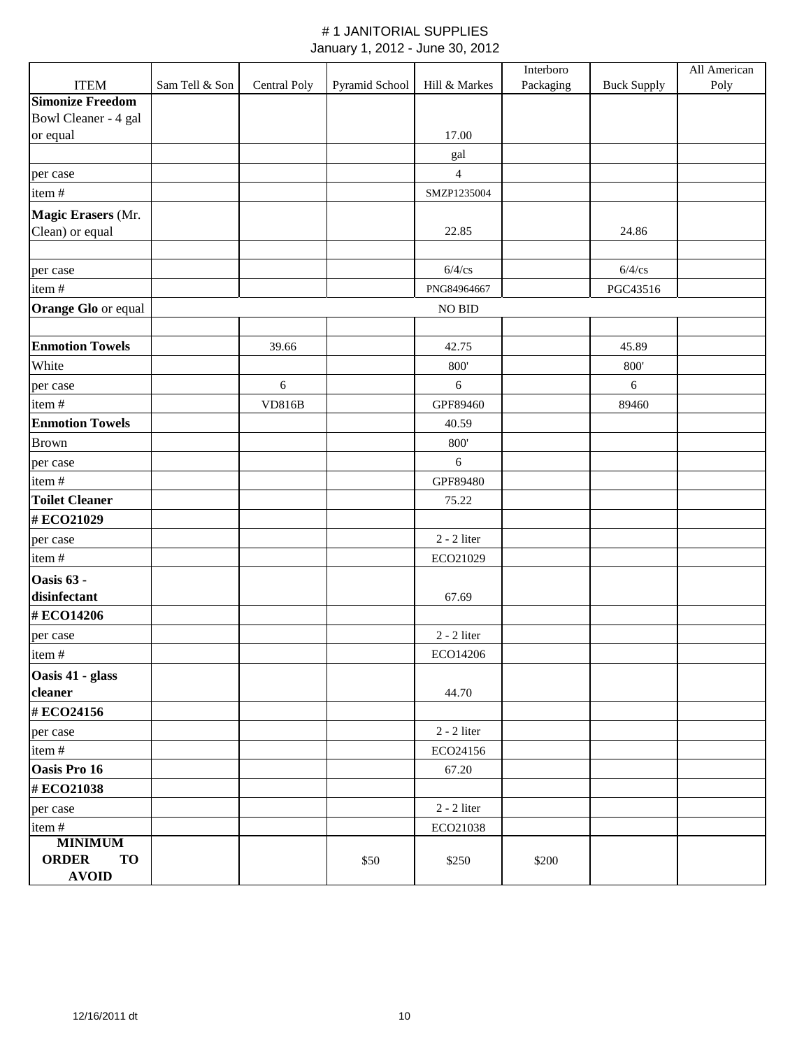# # 1 JANITORIAL SUPPLIES

January 1, 2012 - June 30, 2012

| ITEM | Sam Tell & Son | Central Poly | Pyramid School | Hill & Markes | Interboro Packaging | Buck Supply | All American Poly |
|---|---|---|---|---|---|---|---|
| **Simonize Freedom** Bowl Cleaner - 4 gal or equal | | | | 17.00 | | | |
| | | | | gal | | | |
| per case | | | | 4 | | | |
| item # | | | | SMZP1235004 | | | |
| **Magic Erasers** (Mr. Clean) or equal | | | | 22.85 | | 24.86 | |
| | | | | | | | |
| per case | | | | 6/4/cs | | 6/4/cs | |
| item # | | | | PNG84964667 | | PGC43516 | |
| **Orange Glo** or equal | | | | NO BID | | | |
| | | | | | | | |
| **Enmotion Towels** | | 39.66 | | 42.75 | | 45.89 | |
| White | | | | 800' | | 800' | |
| per case | | 6 | | 6 | | 6 | |
| item # | | VD816B | | GPF89460 | | 89460 | |
| **Enmotion Towels** | | | | 40.59 | | | |
| Brown | | | | 800' | | | |
| per case | | | | 6 | | | |
| item # | | | | GPF89480 | | | |
| **Toilet Cleaner** | | | | 75.22 | | | |
| **# ECO21029** | | | | | | | |
| per case | | | | 2 - 2 liter | | | |
| item # | | | | ECO21029 | | | |
| **Oasis 63 - disinfectant** | | | | 67.69 | | | |
| **# ECO14206** | | | | | | | |
| per case | | | | 2 - 2 liter | | | |
| item # | | | | ECO14206 | | | |
| **Oasis 41 - glass cleaner** | | | | 44.70 | | | |
| **# ECO24156** | | | | | | | |
| per case | | | | 2 - 2 liter | | | |
| item # | | | | ECO24156 | | | |
| **Oasis Pro 16** | | | | 67.20 | | | |
| **# ECO21038** | | | | | | | |
| per case | | | | 2 - 2 liter | | | |
| item # | | | | ECO21038 | | | |
| **MINIMUM ORDER TO AVOID** | | | $50 | $250 | $200 | | |

12/16/2011 dt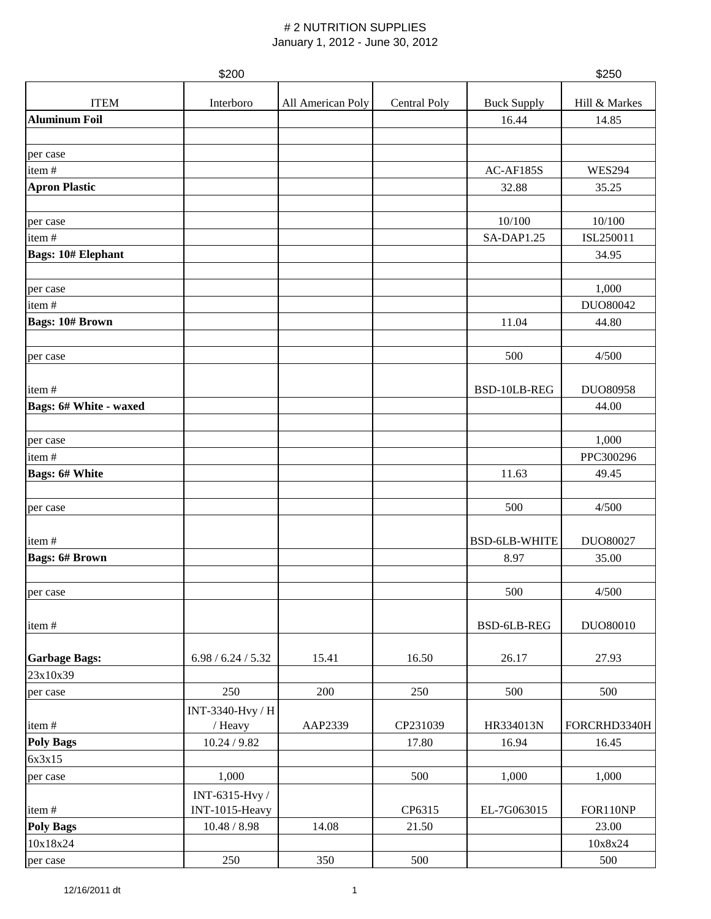# # 2 NUTRITION SUPPLIES

January 1, 2012 - June 30, 2012

| | $200 | | | | $250 |
|---|---|---|---|---|---|
| ITEM | Interboro | All American Poly | Central Poly | Buck Supply | Hill & Markes |
| **Aluminum Foil** | | | | 16.44 | 14.85 |
| | | | | | |
| per case | | | | | |
| item # | | | | AC-AF185S | WES294 |
| **Apron Plastic** | | | | 32.88 | 35.25 |
| | | | | | |
| per case | | | | 10/100 | 10/100 |
| item # | | | | SA-DAP1.25 | ISL250011 |
| **Bags: 10# Elephant** | | | | | 34.95 |
| | | | | | |
| per case | | | | | 1,000 |
| item # | | | | | DUO80042 |
| **Bags: 10# Brown** | | | | 11.04 | 44.80 |
| | | | | | |
| per case | | | | 500 | 4/500 |
| item # | | | | BSD-10LB-REG | DUO80958 |
| **Bags: 6# White - waxed** | | | | | 44.00 |
| | | | | | |
| per case | | | | | 1,000 |
| item # | | | | | PPC300296 |
| **Bags: 6# White** | | | | 11.63 | 49.45 |
| | | | | | |
| per case | | | | 500 | 4/500 |
| item # | | | | BSD-6LB-WHITE | DUO80027 |
| **Bags: 6# Brown** | | | | 8.97 | 35.00 |
| | | | | | |
| per case | | | | 500 | 4/500 |
| item # | | | | BSD-6LB-REG | DUO80010 |
| **Garbage Bags:** | 6.98 / 6.24 / 5.32 | 15.41 | 16.50 | 26.17 | 27.93 |
| 23x10x39 | | | | | |
| per case | 250 | 200 | 250 | 500 | 500 |
| item # | INT-3340-Hvy / H / Heavy | AAP2339 | CP231039 | HR334013N | FORCRHD3340H |
| **Poly Bags** | 10.24 / 9.82 | | 17.80 | 16.94 | 16.45 |
| 6x3x15 | | | | | |
| per case | 1,000 | | 500 | 1,000 | 1,000 |
| item # | INT-6315-Hvy / INT-1015-Heavy | | CP6315 | EL-7G063015 | FOR110NP |
| **Poly Bags** | 10.48 / 8.98 | 14.08 | 21.50 | | 23.00 |
| 10x18x24 | | | | | 10x8x24 |
| per case | 250 | 350 | 500 | | 500 |

12/16/2011 dt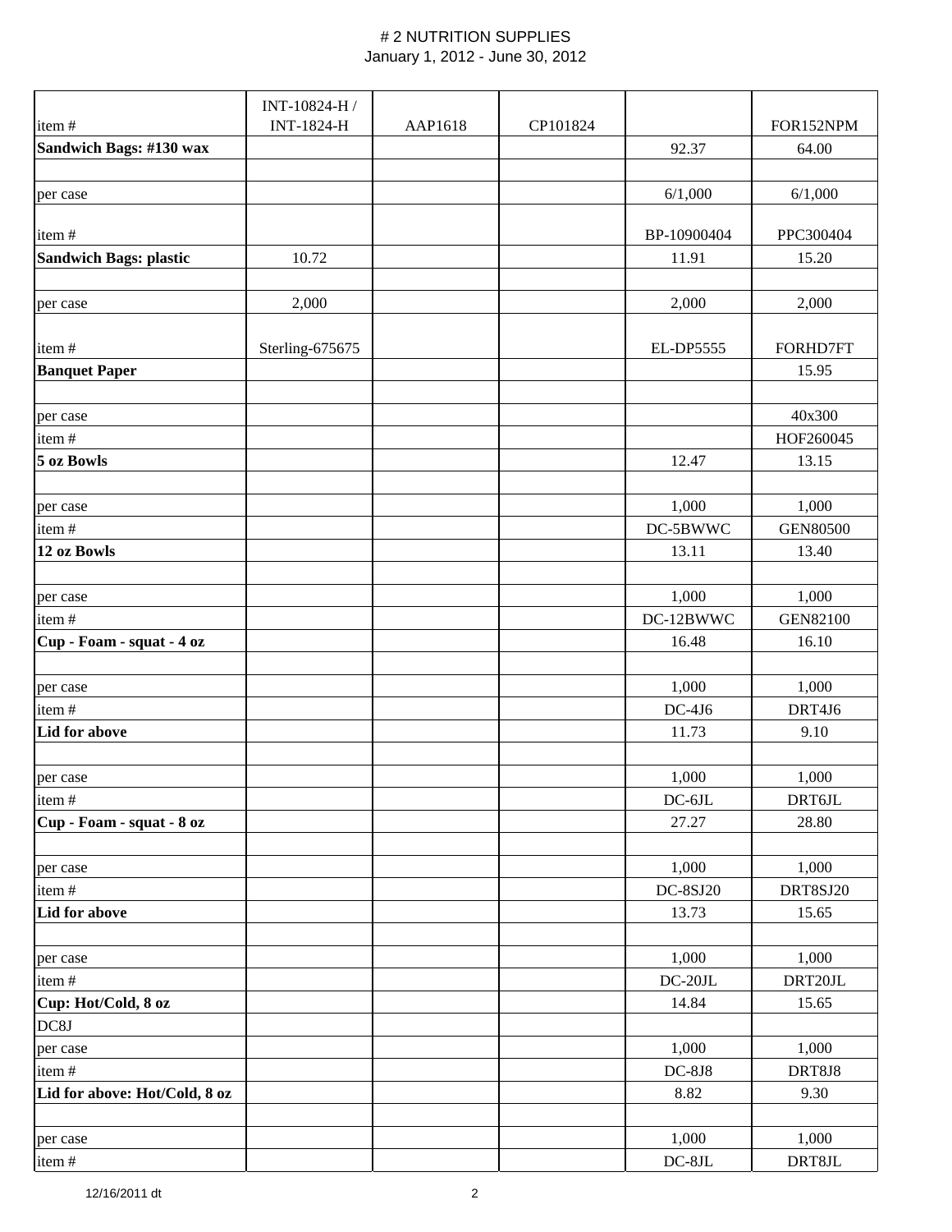# # 2 NUTRITION SUPPLIES

January 1, 2012 - June 30, 2012

| item # | INT-10824-H / INT-1824-H | AAP1618 | CP101824 | | FOR152NPM |
|---|---|---|---|---|---|
| **Sandwich Bags: #130 wax** | | | | 92.37 | 64.00 |
| | | | | | |
| per case | | | | 6/1,000 | 6/1,000 |
| item # | | | | BP-10900404 | PPC300404 |
| **Sandwich Bags: plastic** | 10.72 | | | 11.91 | 15.20 |
| | | | | | |
| per case | 2,000 | | | 2,000 | 2,000 |
| item # | Sterling-675675 | | | EL-DP5555 | FORHD7FT |
| **Banquet Paper** | | | | | 15.95 |
| | | | | | |
| per case | | | | | 40x300 |
| item # | | | | | HOF260045 |
| **5 oz Bowls** | | | | 12.47 | 13.15 |
| | | | | | |
| per case | | | | 1,000 | 1,000 |
| item # | | | | DC-5BWWC | GEN80500 |
| **12 oz Bowls** | | | | 13.11 | 13.40 |
| | | | | | |
| per case | | | | 1,000 | 1,000 |
| item # | | | | DC-12BWWC | GEN82100 |
| **Cup - Foam - squat - 4 oz** | | | | 16.48 | 16.10 |
| | | | | | |
| per case | | | | 1,000 | 1,000 |
| item # | | | | DC-4J6 | DRT4J6 |
| **Lid for above** | | | | 11.73 | 9.10 |
| | | | | | |
| per case | | | | 1,000 | 1,000 |
| item # | | | | DC-6JL | DRT6JL |
| **Cup - Foam - squat - 8 oz** | | | | 27.27 | 28.80 |
| | | | | | |
| per case | | | | 1,000 | 1,000 |
| item # | | | | DC-8SJ20 | DRT8SJ20 |
| **Lid for above** | | | | 13.73 | 15.65 |
| | | | | | |
| per case | | | | 1,000 | 1,000 |
| item # | | | | DC-20JL | DRT20JL |
| **Cup: Hot/Cold, 8 oz** | | | | 14.84 | 15.65 |
| DC8J | | | | | |
| per case | | | | 1,000 | 1,000 |
| item # | | | | DC-8J8 | DRT8J8 |
| **Lid for above: Hot/Cold, 8 oz** | | | | 8.82 | 9.30 |
| | | | | | |
| per case | | | | 1,000 | 1,000 |
| item # | | | | DC-8JL | DRT8JL |

12/16/2011 dt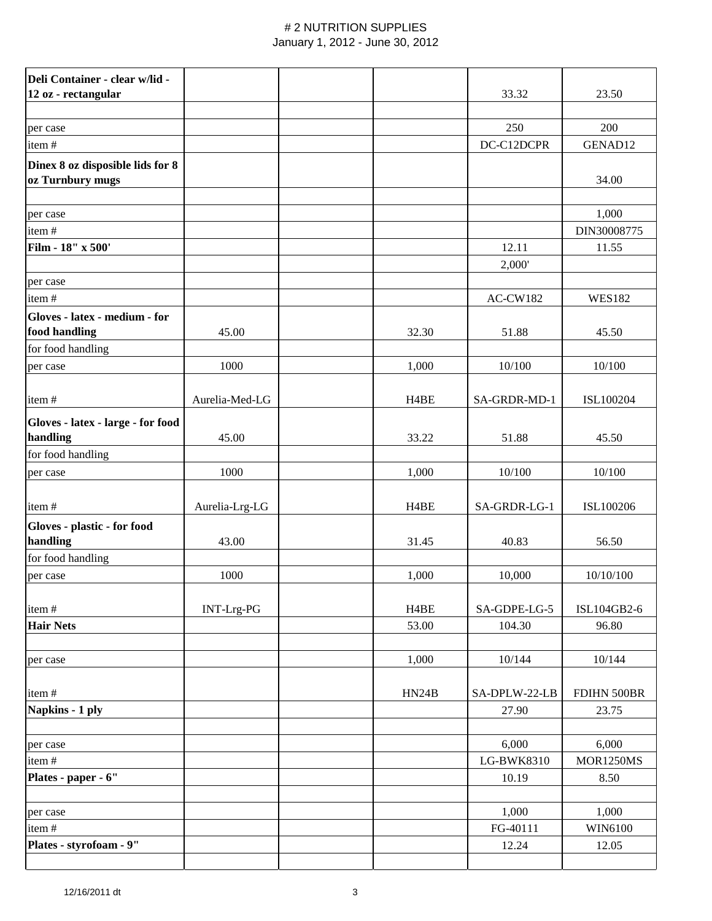# # 2 NUTRITION SUPPLIES
January 1, 2012 - June 30, 2012

| | | | | | |
|---|---|---|---|---|---|
| **Deli Container - clear w/lid - 12 oz - rectangular** | | | | 33.32 | 23.50 |
| | | | | | |
| per case | | | | 250 | 200 |
| item # | | | | DC-C12DCPR | GENAD12 |
| **Dinex 8 oz disposible lids for 8 oz Turnbury mugs** | | | | | 34.00 |
| | | | | | |
| per case | | | | | 1,000 |
| item # | | | | | DIN30008775 |
| **Film - 18" x 500'** | | | | 12.11 | 11.55 |
| | | | | 2,000' | |
| per case | | | | | |
| item # | | | | AC-CW182 | WES182 |
| **Gloves - latex - medium - for food handling** | 45.00 | | 32.30 | 51.88 | 45.50 |
| for food handling | | | | | |
| per case | 1000 | | 1,000 | 10/100 | 10/100 |
| item # | Aurelia-Med-LG | | H4BE | SA-GRDR-MD-1 | ISL100204 |
| **Gloves - latex - large - for food handling** | 45.00 | | 33.22 | 51.88 | 45.50 |
| for food handling | | | | | |
| per case | 1000 | | 1,000 | 10/100 | 10/100 |
| item # | Aurelia-Lrg-LG | | H4BE | SA-GRDR-LG-1 | ISL100206 |
| **Gloves - plastic - for food handling** | 43.00 | | 31.45 | 40.83 | 56.50 |
| for food handling | | | | | |
| per case | 1000 | | 1,000 | 10,000 | 10/10/100 |
| item # | INT-Lrg-PG | | H4BE | SA-GDPE-LG-5 | ISL104GB2-6 |
| **Hair Nets** | | | 53.00 | 104.30 | 96.80 |
| | | | | | |
| per case | | | 1,000 | 10/144 | 10/144 |
| item # | | | HN24B | SA-DPLW-22-LB | FDIHN 500BR |
| **Napkins - 1 ply** | | | | 27.90 | 23.75 |
| | | | | | |
| per case | | | | 6,000 | 6,000 |
| item # | | | | LG-BWK8310 | MOR1250MS |
| **Plates - paper - 6"** | | | | 10.19 | 8.50 |
| | | | | | |
| per case | | | | 1,000 | 1,000 |
| item # | | | | FG-40111 | WIN6100 |
| **Plates - styrofoam - 9"** | | | | 12.24 | 12.05 |
| | | | | | |

12/16/2011 dt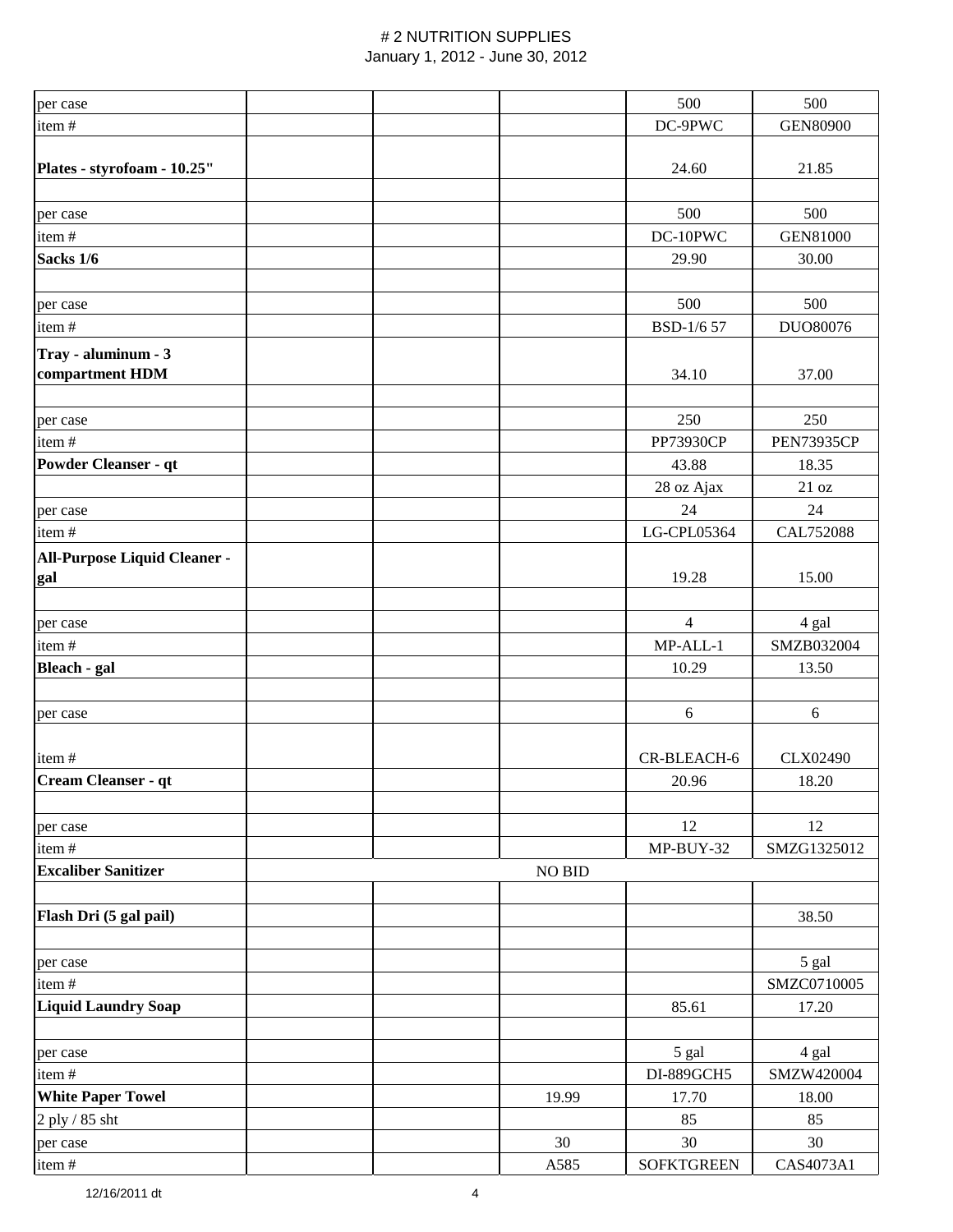# # 2 NUTRITION SUPPLIES
January 1, 2012 - June 30, 2012

| | | | | | |
|---|---|---|---|---|---|
| per case | | | | 500 | 500 |
| item # | | | | DC-9PWC | GEN80900 |
| **Plates - styrofoam - 10.25"** | | | | 24.60 | 21.85 |
| | | | | | |
| per case | | | | 500 | 500 |
| item # | | | | DC-10PWC | GEN81000 |
| **Sacks 1/6** | | | | 29.90 | 30.00 |
| | | | | | |
| per case | | | | 500 | 500 |
| item # | | | | BSD-1/6 57 | DUO80076 |
| **Tray - aluminum - 3 compartment HDM** | | | | 34.10 | 37.00 |
| | | | | | |
| per case | | | | 250 | 250 |
| item # | | | | PP73930CP | PEN73935CP |
| **Powder Cleanser - qt** | | | | 43.88 | 18.35 |
| | | | | 28 oz Ajax | 21 oz |
| per case | | | | 24 | 24 |
| item # | | | | LG-CPL05364 | CAL752088 |
| **All-Purpose Liquid Cleaner - gal** | | | | 19.28 | 15.00 |
| | | | | | |
| per case | | | | 4 | 4 gal |
| item # | | | | MP-ALL-1 | SMZB032004 |
| **Bleach - gal** | | | | 10.29 | 13.50 |
| | | | | | |
| per case | | | | 6 | 6 |
| item # | | | | CR-BLEACH-6 | CLX02490 |
| **Cream Cleanser - qt** | | | | 20.96 | 18.20 |
| | | | | | |
| per case | | | | 12 | 12 |
| item # | | | | MP-BUY-32 | SMZG1325012 |
| **Excaliber Sanitizer** | | | NO BID | | |
| | | | | | |
| **Flash Dri (5 gal pail)** | | | | | 38.50 |
| | | | | | |
| per case | | | | | 5 gal |
| item # | | | | | SMZC0710005 |
| **Liquid Laundry Soap** | | | | 85.61 | 17.20 |
| | | | | | |
| per case | | | | 5 gal | 4 gal |
| item # | | | | DI-889GCH5 | SMZW420004 |
| **White Paper Towel** | | | 19.99 | 17.70 | 18.00 |
| 2 ply / 85 sht | | | | 85 | 85 |
| per case | | | 30 | 30 | 30 |
| item # | | | A585 | SOFKTGREEN | CAS4073A1 |

12/16/2011 dt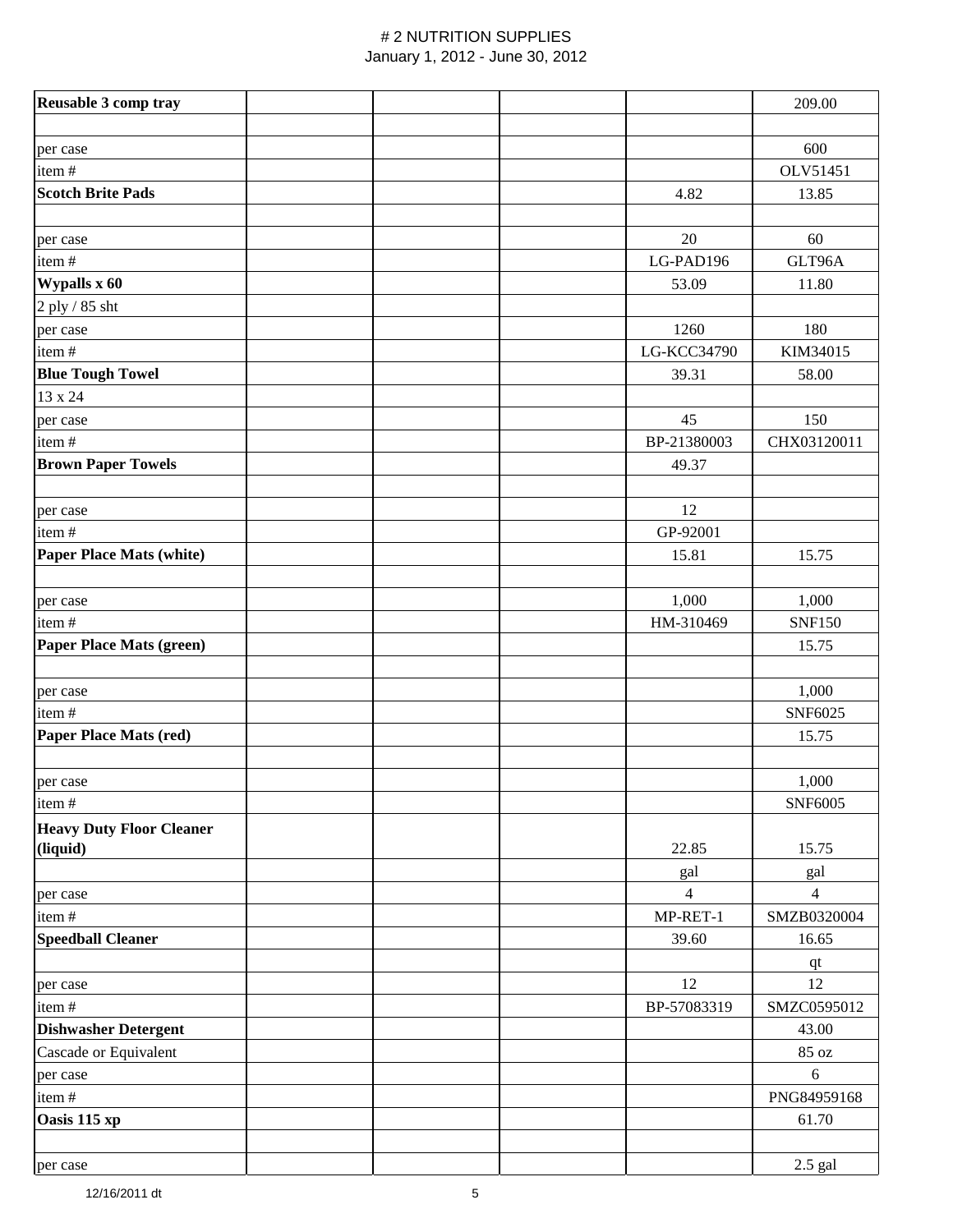# # 2 NUTRITION SUPPLIES

January 1, 2012 - June 30, 2012

| | | | | | |
|---|---|---|---|---|---|
| **Reusable 3 comp tray** | | | | | 209.00 |
| | | | | | |
| per case | | | | | 600 |
| item # | | | | | OLV51451 |
| **Scotch Brite Pads** | | | | 4.82 | 13.85 |
| | | | | | |
| per case | | | | 20 | 60 |
| item # | | | | LG-PAD196 | GLT96A |
| **Wypalls x 60** | | | | 53.09 | 11.80 |
| 2 ply / 85 sht | | | | | |
| per case | | | | 1260 | 180 |
| item # | | | | LG-KCC34790 | KIM34015 |
| **Blue Tough Towel** | | | | 39.31 | 58.00 |
| 13 x 24 | | | | | |
| per case | | | | 45 | 150 |
| item # | | | | BP-21380003 | CHX03120011 |
| **Brown Paper Towels** | | | | 49.37 | |
| | | | | | |
| per case | | | | 12 | |
| item # | | | | GP-92001 | |
| **Paper Place Mats (white)** | | | | 15.81 | 15.75 |
| | | | | | |
| per case | | | | 1,000 | 1,000 |
| item # | | | | HM-310469 | SNF150 |
| **Paper Place Mats (green)** | | | | | 15.75 |
| | | | | | |
| per case | | | | | 1,000 |
| item # | | | | | SNF6025 |
| **Paper Place Mats (red)** | | | | | 15.75 |
| | | | | | |
| per case | | | | | 1,000 |
| item # | | | | | SNF6005 |
| **Heavy Duty Floor Cleaner (liquid)** | | | | 22.85 | 15.75 |
| | | | | gal | gal |
| per case | | | | 4 | 4 |
| item # | | | | MP-RET-1 | SMZB0320004 |
| **Speedball Cleaner** | | | | 39.60 | 16.65 |
| | | | | | qt |
| per case | | | | 12 | 12 |
| item # | | | | BP-57083319 | SMZC0595012 |
| **Dishwasher Detergent** | | | | | 43.00 |
| Cascade or Equivalent | | | | | 85 oz |
| per case | | | | | 6 |
| item # | | | | | PNG84959168 |
| **Oasis 115 xp** | | | | | 61.70 |
| | | | | | |
| per case | | | | | 2.5 gal |

12/16/2011 dt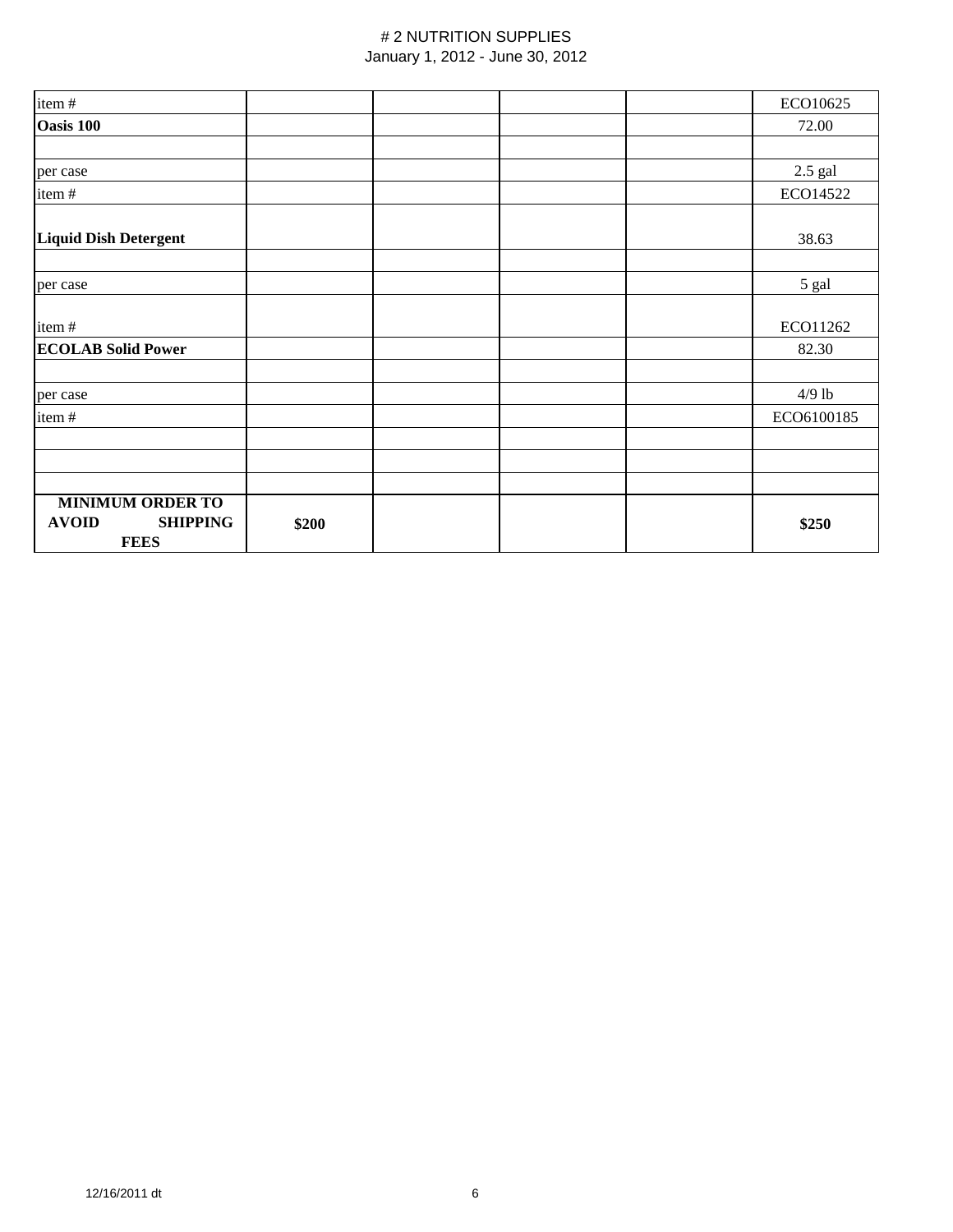# # 2 NUTRITION SUPPLIES

January 1, 2012 - June 30, 2012

| | | | | | |
|---|---|---|---|---|---|
| item # | | | | | ECO10625 |
| **Oasis 100** | | | | | 72.00 |
| | | | | | |
| per case | | | | | 2.5 gal |
| item # | | | | | ECO14522 |
| **Liquid Dish Detergent** | | | | | 38.63 |
| | | | | | |
| per case | | | | | 5 gal |
| item # | | | | | ECO11262 |
| **ECOLAB Solid Power** | | | | | 82.30 |
| | | | | | |
| per case | | | | | 4/9 lb |
| item # | | | | | ECO6100185 |
| | | | | | |
| | | | | | |
| | | | | | |
| **MINIMUM ORDER TO AVOID SHIPPING FEES** | **$200** | | | | **$250** |

12/16/2011 dt